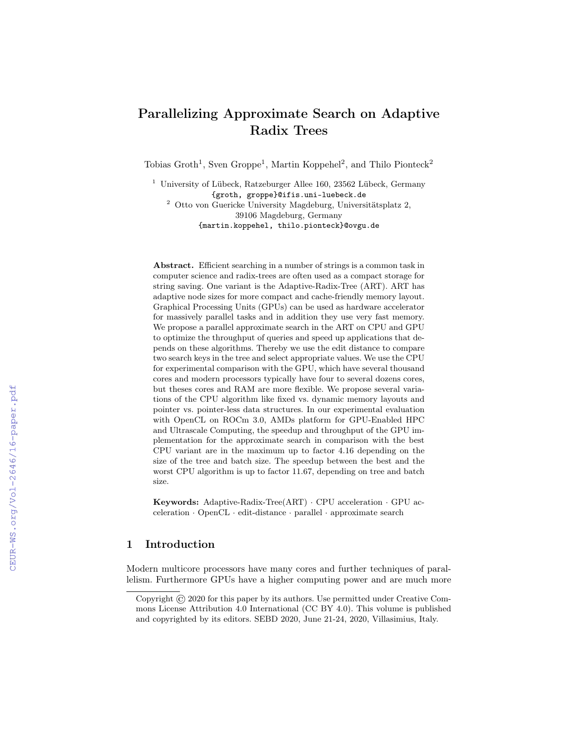# Parallelizing Approximate Search on Adaptive Radix Trees

Tobias Groth[1], Sven Groppe[1], Martin Koppehel[2], and Thilo Pionteck[2]

[1] University of Lübeck, Ratzeburger Allee 160, 23562 Lübeck, Germany
{groth, groppe}@ifis.uni-luebeck.de

[2] Otto von Guericke University Magdeburg, Universitätsplatz 2, 39106 Magdeburg, Germany
{martin.koppehel, thilo.pionteck}@ovgu.de

**Abstract.** Efficient searching in a number of strings is a common task in computer science and radix-trees are often used as a compact storage for string saving. One variant is the Adaptive-Radix-Tree (ART). ART has adaptive node sizes for more compact and cache-friendly memory layout. Graphical Processing Units (GPUs) can be used as hardware accelerator for massively parallel tasks and in addition they use very fast memory. We propose a parallel approximate search in the ART on CPU and GPU to optimize the throughput of queries and speed up applications that depends on these algorithms. Thereby we use the edit distance to compare two search keys in the tree and select appropriate values. We use the CPU for experimental comparison with the GPU, which have several thousand cores and modern processors typically have four to several dozens cores, but theses cores and RAM are more flexible. We propose several variations of the CPU algorithm like fixed vs. dynamic memory layouts and pointer vs. pointer-less data structures. In our experimental evaluation with OpenCL on ROCm 3.0, AMDs platform for GPU-Enabled HPC and Ultrascale Computing, the speedup and throughput of the GPU implementation for the approximate search in comparison with the best CPU variant are in the maximum up to factor 4.16 depending on the size of the tree and batch size. The speedup between the best and the worst CPU algorithm is up to factor 11.67, depending on tree and batch size.

**Keywords:** Adaptive-Radix-Tree(ART) · CPU acceleration · GPU acceleration · OpenCL · edit-distance · parallel · approximate search

## 1 Introduction

Modern multicore processors have many cores and further techniques of parallelism. Furthermore GPUs have a higher computing power and are much more

Copyright © 2020 for this paper by its authors. Use permitted under Creative Commons License Attribution 4.0 International (CC BY 4.0). This volume is published and copyrighted by its editors. SEBD 2020, June 21-24, 2020, Villasimius, Italy.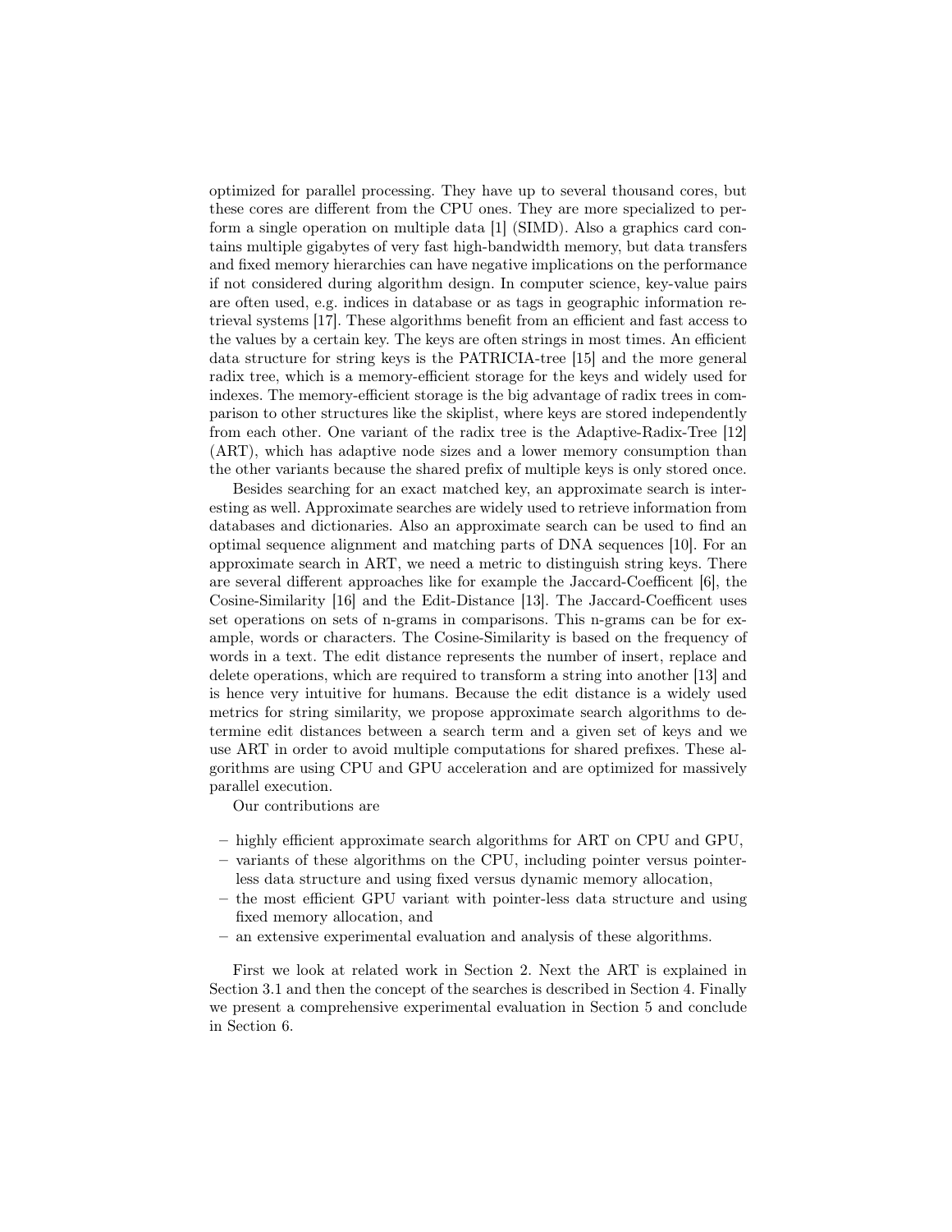optimized for parallel processing. They have up to several thousand cores, but these cores are different from the CPU ones. They are more specialized to perform a single operation on multiple data [1] (SIMD). Also a graphics card contains multiple gigabytes of very fast high-bandwidth memory, but data transfers and fixed memory hierarchies can have negative implications on the performance if not considered during algorithm design. In computer science, key-value pairs are often used, e.g. indices in database or as tags in geographic information retrieval systems [17]. These algorithms benefit from an efficient and fast access to the values by a certain key. The keys are often strings in most times. An efficient data structure for string keys is the PATRICIA-tree [15] and the more general radix tree, which is a memory-efficient storage for the keys and widely used for indexes. The memory-efficient storage is the big advantage of radix trees in comparison to other structures like the skiplist, where keys are stored independently from each other. One variant of the radix tree is the Adaptive-Radix-Tree [12] (ART), which has adaptive node sizes and a lower memory consumption than the other variants because the shared prefix of multiple keys is only stored once.

Besides searching for an exact matched key, an approximate search is interesting as well. Approximate searches are widely used to retrieve information from databases and dictionaries. Also an approximate search can be used to find an optimal sequence alignment and matching parts of DNA sequences [10]. For an approximate search in ART, we need a metric to distinguish string keys. There are several different approaches like for example the Jaccard-Coefficent [6], the Cosine-Similarity [16] and the Edit-Distance [13]. The Jaccard-Coefficent uses set operations on sets of n-grams in comparisons. This n-grams can be for example, words or characters. The Cosine-Similarity is based on the frequency of words in a text. The edit distance represents the number of insert, replace and delete operations, which are required to transform a string into another [13] and is hence very intuitive for humans. Because the edit distance is a widely used metrics for string similarity, we propose approximate search algorithms to determine edit distances between a search term and a given set of keys and we use ART in order to avoid multiple computations for shared prefixes. These algorithms are using CPU and GPU acceleration and are optimized for massively parallel execution.

Our contributions are

- highly efficient approximate search algorithms for ART on CPU and GPU,
- variants of these algorithms on the CPU, including pointer versus pointerless data structure and using fixed versus dynamic memory allocation,
- the most efficient GPU variant with pointer-less data structure and using fixed memory allocation, and
- an extensive experimental evaluation and analysis of these algorithms.

First we look at related work in Section 2. Next the ART is explained in Section 3.1 and then the concept of the searches is described in Section 4. Finally we present a comprehensive experimental evaluation in Section 5 and conclude in Section 6.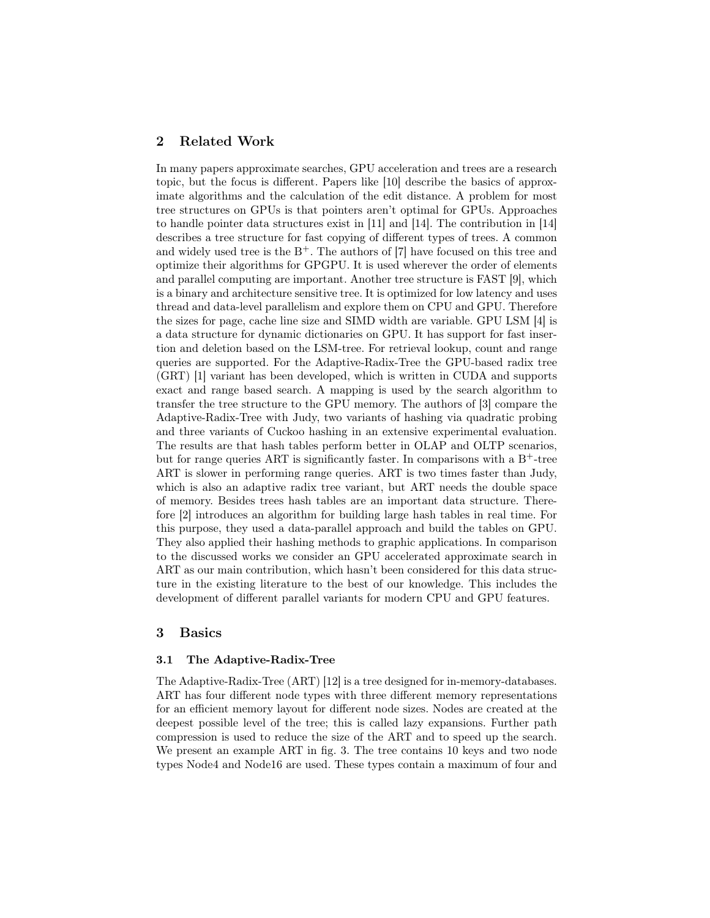## 2 Related Work

In many papers approximate searches, GPU acceleration and trees are a research topic, but the focus is different. Papers like [10] describe the basics of approximate algorithms and the calculation of the edit distance. A problem for most tree structures on GPUs is that pointers aren't optimal for GPUs. Approaches to handle pointer data structures exist in [11] and [14]. The contribution in [14] describes a tree structure for fast copying of different types of trees. A common and widely used tree is the $B^+$. The authors of [7] have focused on this tree and optimize their algorithms for GPGPU. It is used wherever the order of elements and parallel computing are important. Another tree structure is FAST [9], which is a binary and architecture sensitive tree. It is optimized for low latency and uses thread and data-level parallelism and explore them on CPU and GPU. Therefore the sizes for page, cache line size and SIMD width are variable. GPU LSM [4] is a data structure for dynamic dictionaries on GPU. It has support for fast insertion and deletion based on the LSM-tree. For retrieval lookup, count and range queries are supported. For the Adaptive-Radix-Tree the GPU-based radix tree (GRT) [1] variant has been developed, which is written in CUDA and supports exact and range based search. A mapping is used by the search algorithm to transfer the tree structure to the GPU memory. The authors of [3] compare the Adaptive-Radix-Tree with Judy, two variants of hashing via quadratic probing and three variants of Cuckoo hashing in an extensive experimental evaluation. The results are that hash tables perform better in OLAP and OLTP scenarios, but for range queries ART is significantly faster. In comparisons with a $B^+$-tree ART is slower in performing range queries. ART is two times faster than Judy, which is also an adaptive radix tree variant, but ART needs the double space of memory. Besides trees hash tables are an important data structure. Therefore [2] introduces an algorithm for building large hash tables in real time. For this purpose, they used a data-parallel approach and build the tables on GPU. They also applied their hashing methods to graphic applications. In comparison to the discussed works we consider an GPU accelerated approximate search in ART as our main contribution, which hasn't been considered for this data structure in the existing literature to the best of our knowledge. This includes the development of different parallel variants for modern CPU and GPU features.

## 3 Basics

### 3.1 The Adaptive-Radix-Tree

The Adaptive-Radix-Tree (ART) [12] is a tree designed for in-memory-databases. ART has four different node types with three different memory representations for an efficient memory layout for different node sizes. Nodes are created at the deepest possible level of the tree; this is called lazy expansions. Further path compression is used to reduce the size of the ART and to speed up the search. We present an example ART in fig. 3. The tree contains 10 keys and two node types Node4 and Node16 are used. These types contain a maximum of four and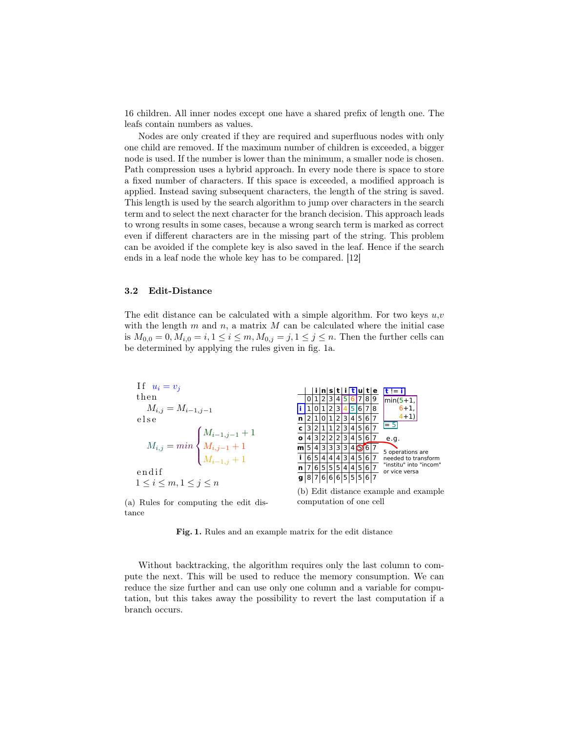16 children. All inner nodes except one have a shared prefix of length one. The leafs contain numbers as values.

Nodes are only created if they are required and superfluous nodes with only one child are removed. If the maximum number of children is exceeded, a bigger node is used. If the number is lower than the minimum, a smaller node is chosen. Path compression uses a hybrid approach. In every node there is space to store a fixed number of characters. If this space is exceeded, a modified approach is applied. Instead saving subsequent characters, the length of the string is saved. This length is used by the search algorithm to jump over characters in the search term and to select the next character for the branch decision. This approach leads to wrong results in some cases, because a wrong search term is marked as correct even if different characters are in the missing part of the string. This problem can be avoided if the complete key is also saved in the leaf. Hence if the search ends in a leaf node the whole key has to be compared. [12]

### 3.2 Edit-Distance

The edit distance can be calculated with a simple algorithm. For two keys $u$,$v$ with the length $m$ and $n$, a matrix $M$ can be calculated where the initial case is $M_{0,0} = 0, M_{i,0} = i, 1 \leq i \leq m, M_{0,j} = j, 1 \leq j \leq n$. Then the further cells can be determined by applying the rules given in fig. 1a.

```
If  u_i = v_j
then
    M_{i,j} = M_{i-1,j-1}
else
    M_{i,j} = min { M_{i-1,j-1} + 1
                  { M_{i,j-1} + 1
                  { M_{i-1,j} + 1
endif
1 ≤ i ≤ m, 1 ≤ j ≤ n
```

(a) Rules for computing the edit distance

|   |   | i | n | s | t | i | t | u | t | e |
|---|---|---|---|---|---|---|---|---|---|---|
|   | 0 | 1 | 2 | 3 | 4 | 5 | 6 | 7 | 8 | 9 |
| i | 1 | 0 | 1 | 2 | 3 | 4 | 5 | 6 | 7 | 8 |
| n | 2 | 1 | 0 | 1 | 2 | 3 | 4 | 5 | 6 | 7 |
| c | 3 | 2 | 1 | 1 | 2 | 3 | 4 | 5 | 6 | 7 |
| o | 4 | 3 | 2 | 2 | 2 | 3 | 4 | 5 | 6 | 7 |
| m | 5 | 4 | 3 | 3 | 3 | 3 | 4 | 5 | 6 | 7 |
| i | 6 | 5 | 4 | 4 | 4 | 3 | 4 | 5 | 6 | 7 |
| n | 7 | 6 | 5 | 5 | 5 | 4 | 4 | 5 | 6 | 7 |
| g | 8 | 7 | 6 | 6 | 6 | 5 | 5 | 5 | 6 | 7 |

t != i
min(5+1, 6+1, 4+1)
= 5

e.g. 5 operations are needed to transform "institu" into "incom" or vice versa

(b) Edit distance example and example computation of one cell

**Fig. 1.** Rules and an example matrix for the edit distance

Without backtracking, the algorithm requires only the last column to compute the next. This will be used to reduce the memory consumption. We can reduce the size further and can use only one column and a variable for computation, but this takes away the possibility to revert the last computation if a branch occurs.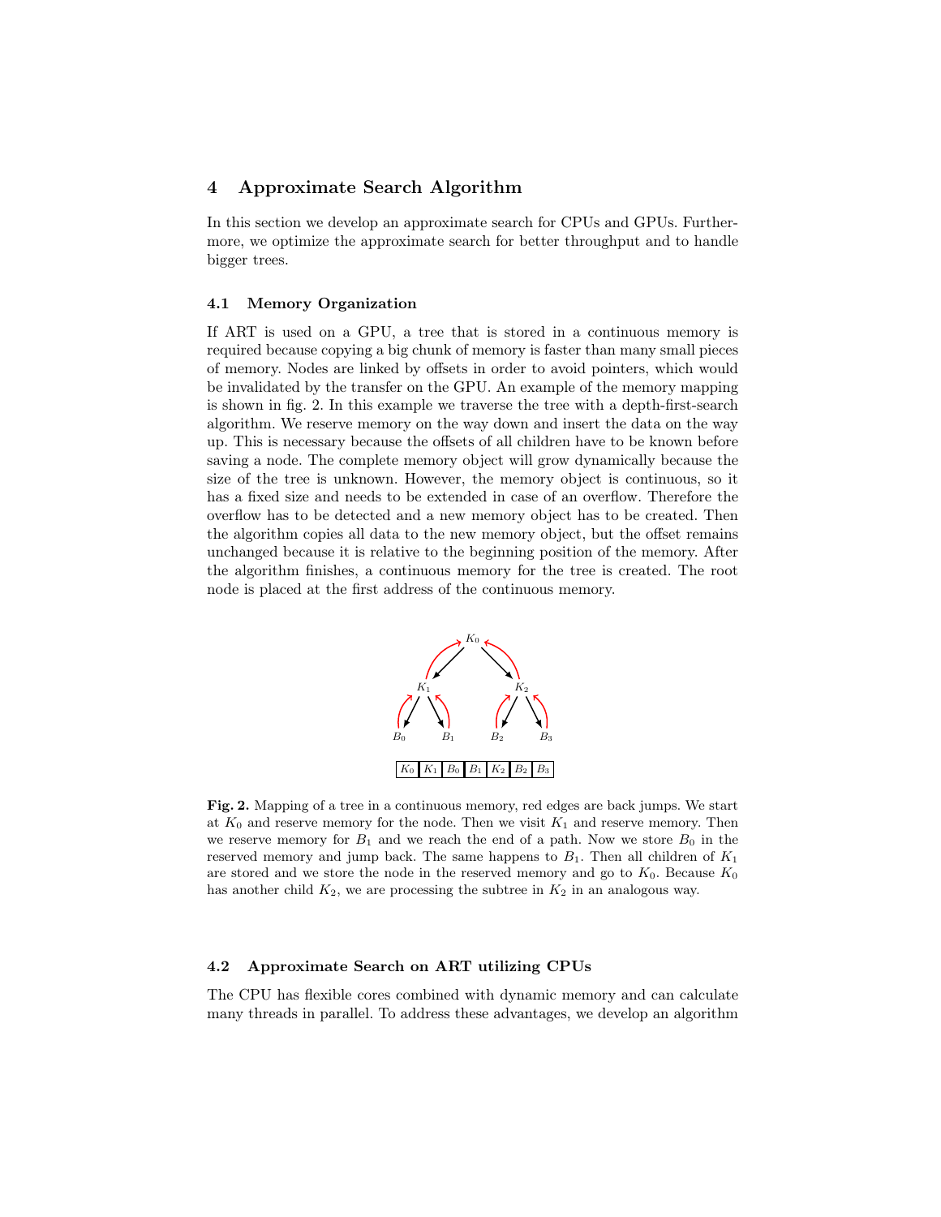## 4 Approximate Search Algorithm

In this section we develop an approximate search for CPUs and GPUs. Furthermore, we optimize the approximate search for better throughput and to handle bigger trees.

### 4.1 Memory Organization

If ART is used on a GPU, a tree that is stored in a continuous memory is required because copying a big chunk of memory is faster than many small pieces of memory. Nodes are linked by offsets in order to avoid pointers, which would be invalidated by the transfer on the GPU. An example of the memory mapping is shown in fig. 2. In this example we traverse the tree with a depth-first-search algorithm. We reserve memory on the way down and insert the data on the way up. This is necessary because the offsets of all children have to be known before saving a node. The complete memory object will grow dynamically because the size of the tree is unknown. However, the memory object is continuous, so it has a fixed size and needs to be extended in case of an overflow. Therefore the overflow has to be detected and a new memory object has to be created. Then the algorithm copies all data to the new memory object, but the offset remains unchanged because it is relative to the beginning position of the memory. After the algorithm finishes, a continuous memory for the tree is created. The root node is placed at the first address of the continuous memory.

| $K_0$ | $K_1$ | $B_0$ | $B_1$ | $K_2$ | $B_2$ | $B_3$ |
|---|---|---|---|---|---|---|

**Fig. 2.** Mapping of a tree in a continuous memory, red edges are back jumps. We start at $K_0$ and reserve memory for the node. Then we visit $K_1$ and reserve memory. Then we reserve memory for $B_1$ and we reach the end of a path. Now we store $B_0$ in the reserved memory and jump back. The same happens to $B_1$. Then all children of $K_1$ are stored and we store the node in the reserved memory and go to $K_0$. Because $K_0$ has another child $K_2$, we are processing the subtree in $K_2$ in an analogous way.

### 4.2 Approximate Search on ART utilizing CPUs

The CPU has flexible cores combined with dynamic memory and can calculate many threads in parallel. To address these advantages, we develop an algorithm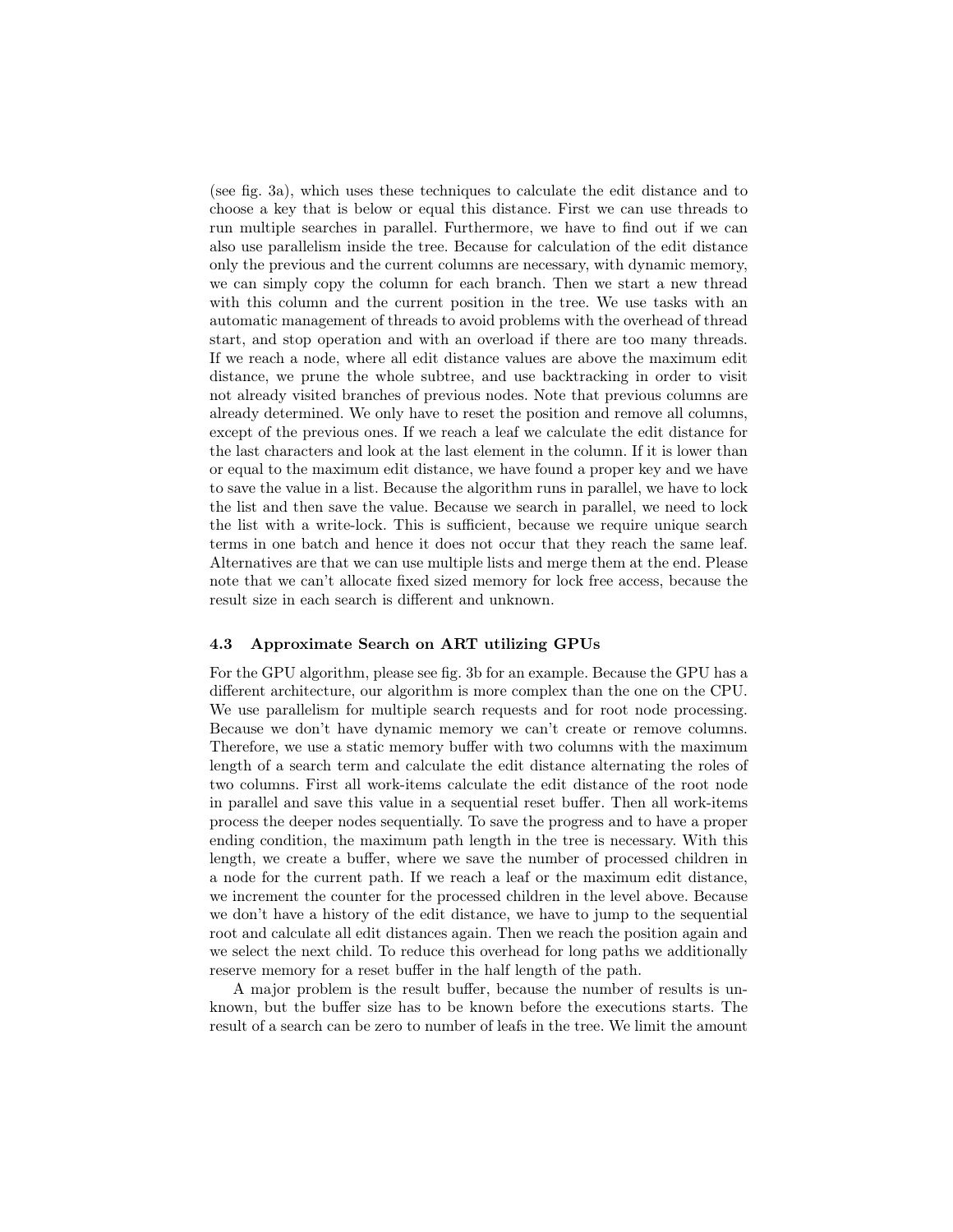(see fig. 3a), which uses these techniques to calculate the edit distance and to choose a key that is below or equal this distance. First we can use threads to run multiple searches in parallel. Furthermore, we have to find out if we can also use parallelism inside the tree. Because for calculation of the edit distance only the previous and the current columns are necessary, with dynamic memory, we can simply copy the column for each branch. Then we start a new thread with this column and the current position in the tree. We use tasks with an automatic management of threads to avoid problems with the overhead of thread start, and stop operation and with an overload if there are too many threads. If we reach a node, where all edit distance values are above the maximum edit distance, we prune the whole subtree, and use backtracking in order to visit not already visited branches of previous nodes. Note that previous columns are already determined. We only have to reset the position and remove all columns, except of the previous ones. If we reach a leaf we calculate the edit distance for the last characters and look at the last element in the column. If it is lower than or equal to the maximum edit distance, we have found a proper key and we have to save the value in a list. Because the algorithm runs in parallel, we have to lock the list and then save the value. Because we search in parallel, we need to lock the list with a write-lock. This is sufficient, because we require unique search terms in one batch and hence it does not occur that they reach the same leaf. Alternatives are that we can use multiple lists and merge them at the end. Please note that we can't allocate fixed sized memory for lock free access, because the result size in each search is different and unknown.

### 4.3 Approximate Search on ART utilizing GPUs

For the GPU algorithm, please see fig. 3b for an example. Because the GPU has a different architecture, our algorithm is more complex than the one on the CPU. We use parallelism for multiple search requests and for root node processing. Because we don't have dynamic memory we can't create or remove columns. Therefore, we use a static memory buffer with two columns with the maximum length of a search term and calculate the edit distance alternating the roles of two columns. First all work-items calculate the edit distance of the root node in parallel and save this value in a sequential reset buffer. Then all work-items process the deeper nodes sequentially. To save the progress and to have a proper ending condition, the maximum path length in the tree is necessary. With this length, we create a buffer, where we save the number of processed children in a node for the current path. If we reach a leaf or the maximum edit distance, we increment the counter for the processed children in the level above. Because we don't have a history of the edit distance, we have to jump to the sequential root and calculate all edit distances again. Then we reach the position again and we select the next child. To reduce this overhead for long paths we additionally reserve memory for a reset buffer in the half length of the path.

A major problem is the result buffer, because the number of results is unknown, but the buffer size has to be known before the executions starts. The result of a search can be zero to number of leafs in the tree. We limit the amount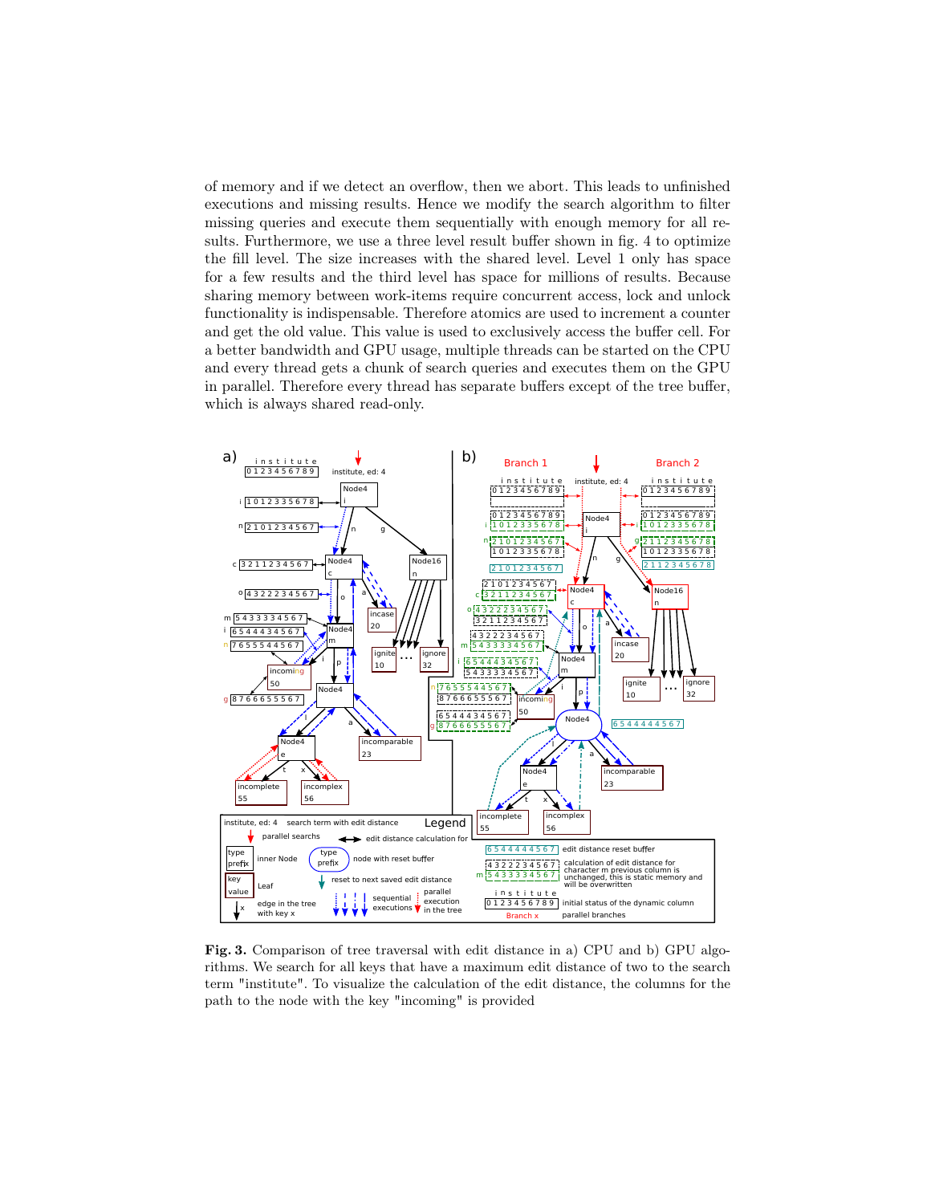of memory and if we detect an overflow, then we abort. This leads to unfinished executions and missing results. Hence we modify the search algorithm to filter missing queries and execute them sequentially with enough memory for all results. Furthermore, we use a three level result buffer shown in fig. 4 to optimize the fill level. The size increases with the shared level. Level 1 only has space for a few results and the third level has space for millions of results. Because sharing memory between work-items require concurrent access, lock and unlock functionality is indispensable. Therefore atomics are used to increment a counter and get the old value. This value is used to exclusively access the buffer cell. For a better bandwidth and GPU usage, multiple threads can be started on the CPU and every thread gets a chunk of search queries and executes them on the GPU in parallel. Therefore every thread has separate buffers except of the tree buffer, which is always shared read-only.

**Fig. 3.** Comparison of tree traversal with edit distance in a) CPU and b) GPU algorithms. We search for all keys that have a maximum edit distance of two to the search term "institute". To visualize the calculation of the edit distance, the columns for the path to the node with the key "incoming" is provided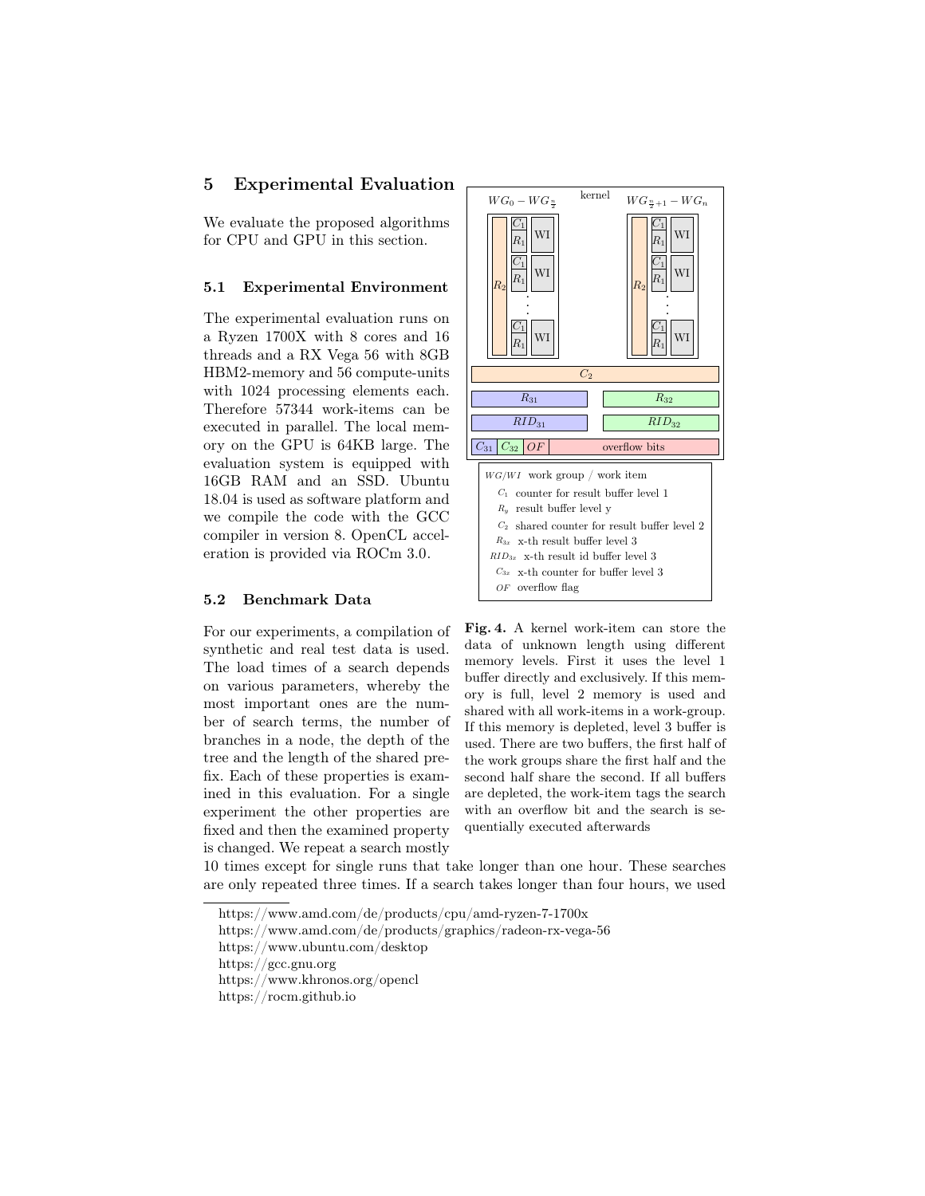## 5 Experimental Evaluation

We evaluate the proposed algorithms for CPU and GPU in this section.

### 5.1 Experimental Environment

The experimental evaluation runs on a Ryzen 1700X with 8 cores and 16 threads and a RX Vega 56 with 8GB HBM2-memory and 56 compute-units with 1024 processing elements each. Therefore 57344 work-items can be executed in parallel. The local memory on the GPU is 64KB large. The evaluation system is equipped with 16GB RAM and an SSD. Ubuntu 18.04 is used as software platform and we compile the code with the GCC compiler in version 8. OpenCL acceleration is provided via ROCm 3.0.

**Fig. 4.** A kernel work-item can store the data of unknown length using different memory levels. First it uses the level 1 buffer directly and exclusively. If this memory is full, level 2 memory is used and shared with all work-items in a work-group. If this memory is depleted, level 3 buffer is used. There are two buffers, the first half of the work groups share the first half and the second half share the second. If all buffers are depleted, the work-item tags the search with an overflow bit and the search is sequentially executed afterwards

### 5.2 Benchmark Data

For our experiments, a compilation of synthetic and real test data is used. The load times of a search depends on various parameters, whereby the most important ones are the number of search terms, the number of branches in a node, the depth of the tree and the length of the shared prefix. Each of these properties is examined in this evaluation. For a single experiment the other properties are fixed and then the examined property is changed. We repeat a search mostly 10 times except for single runs that take longer than one hour. These searches are only repeated three times. If a search takes longer than four hours, we used

---

https://www.amd.com/de/products/cpu/amd-ryzen-7-1700x

https://www.amd.com/de/products/graphics/radeon-rx-vega-56

https://www.ubuntu.com/desktop

https://gcc.gnu.org

https://www.khronos.org/opencl

https://rocm.github.io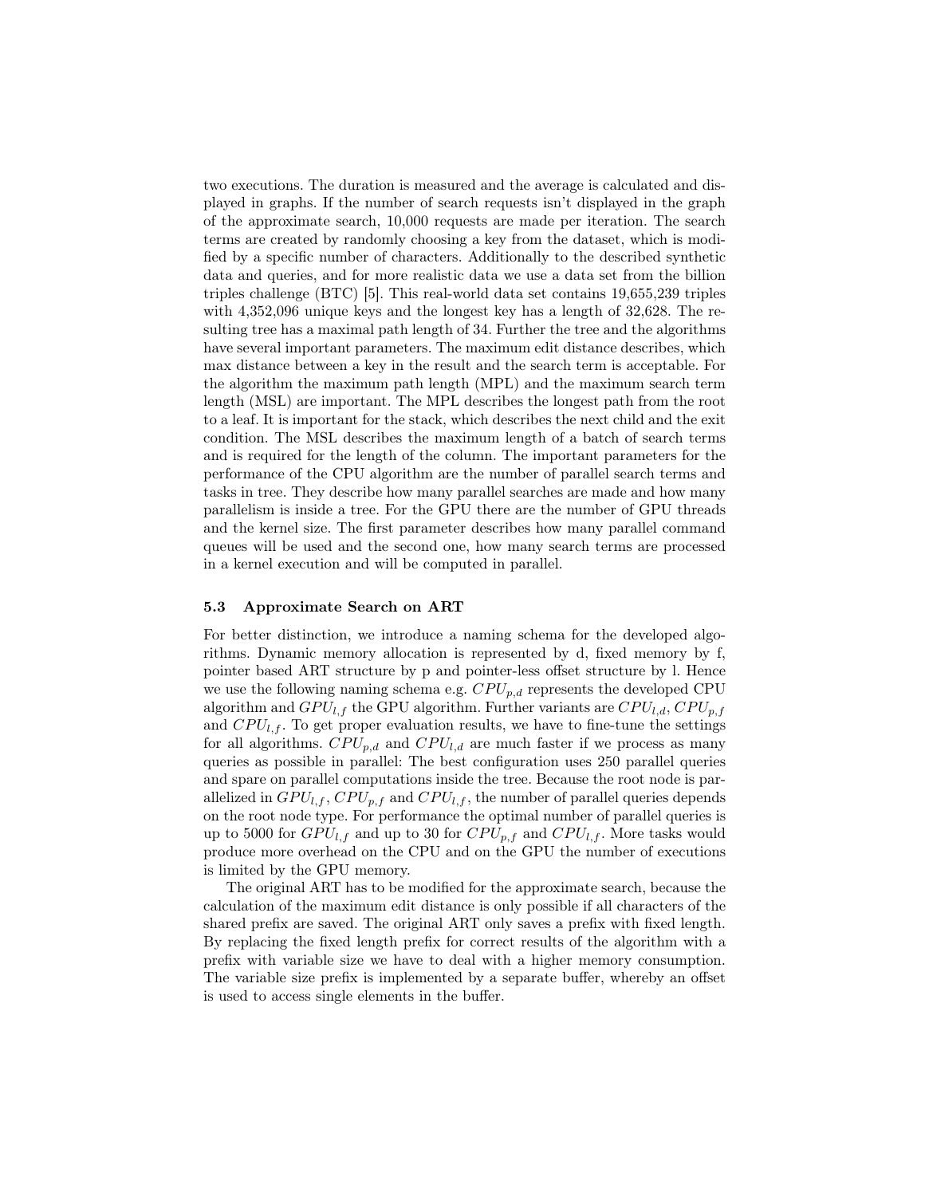two executions. The duration is measured and the average is calculated and displayed in graphs. If the number of search requests isn't displayed in the graph of the approximate search, 10,000 requests are made per iteration. The search terms are created by randomly choosing a key from the dataset, which is modified by a specific number of characters. Additionally to the described synthetic data and queries, and for more realistic data we use a data set from the billion triples challenge (BTC) [5]. This real-world data set contains 19,655,239 triples with 4,352,096 unique keys and the longest key has a length of 32,628. The resulting tree has a maximal path length of 34. Further the tree and the algorithms have several important parameters. The maximum edit distance describes, which max distance between a key in the result and the search term is acceptable. For the algorithm the maximum path length (MPL) and the maximum search term length (MSL) are important. The MPL describes the longest path from the root to a leaf. It is important for the stack, which describes the next child and the exit condition. The MSL describes the maximum length of a batch of search terms and is required for the length of the column. The important parameters for the performance of the CPU algorithm are the number of parallel search terms and tasks in tree. They describe how many parallel searches are made and how many parallelism is inside a tree. For the GPU there are the number of GPU threads and the kernel size. The first parameter describes how many parallel command queues will be used and the second one, how many search terms are processed in a kernel execution and will be computed in parallel.

### 5.3 Approximate Search on ART

For better distinction, we introduce a naming schema for the developed algorithms. Dynamic memory allocation is represented by d, fixed memory by f, pointer based ART structure by p and pointer-less offset structure by l. Hence we use the following naming schema e.g. $CPU_{p,d}$ represents the developed CPU algorithm and $GPU_{l,f}$ the GPU algorithm. Further variants are $CPU_{l,d}$, $CPU_{p,f}$ and $CPU_{l,f}$. To get proper evaluation results, we have to fine-tune the settings for all algorithms. $CPU_{p,d}$ and $CPU_{l,d}$ are much faster if we process as many queries as possible in parallel: The best configuration uses 250 parallel queries and spare on parallel computations inside the tree. Because the root node is parallelized in $GPU_{l,f}$, $CPU_{p,f}$ and $CPU_{l,f}$, the number of parallel queries depends on the root node type. For performance the optimal number of parallel queries is up to 5000 for $GPU_{l,f}$ and up to 30 for $CPU_{p,f}$ and $CPU_{l,f}$. More tasks would produce more overhead on the CPU and on the GPU the number of executions is limited by the GPU memory.

The original ART has to be modified for the approximate search, because the calculation of the maximum edit distance is only possible if all characters of the shared prefix are saved. The original ART only saves a prefix with fixed length. By replacing the fixed length prefix for correct results of the algorithm with a prefix with variable size we have to deal with a higher memory consumption. The variable size prefix is implemented by a separate buffer, whereby an offset is used to access single elements in the buffer.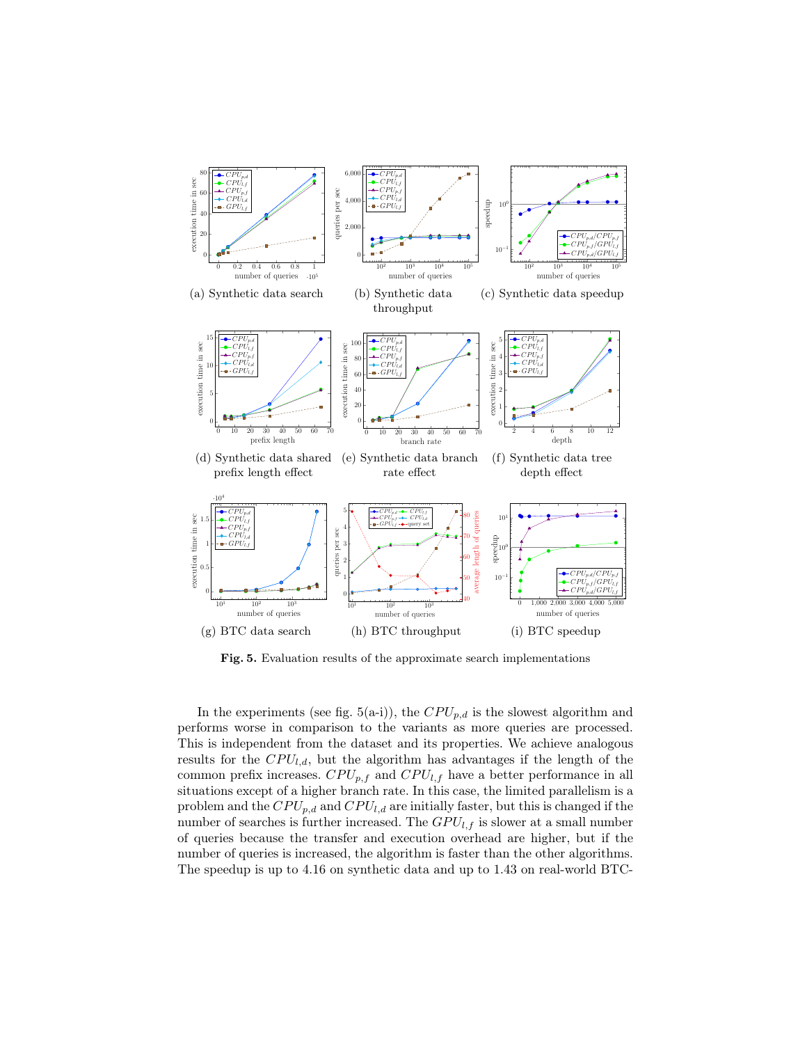(a) Synthetic data search

(b) Synthetic data throughput

(c) Synthetic data speedup

(d) Synthetic data shared prefix length effect

(e) Synthetic data branch rate effect

(f) Synthetic data tree depth effect

(g) BTC data search

(h) BTC throughput

(i) BTC speedup

**Fig. 5.** Evaluation results of the approximate search implementations

In the experiments (see fig. 5(a-i)), the $CPU_{p,d}$ is the slowest algorithm and performs worse in comparison to the variants as more queries are processed. This is independent from the dataset and its properties. We achieve analogous results for the $CPU_{l,d}$, but the algorithm has advantages if the length of the common prefix increases. $CPU_{p,f}$ and $CPU_{l,f}$ have a better performance in all situations except of a higher branch rate. In this case, the limited parallelism is a problem and the $CPU_{p,d}$ and $CPU_{l,d}$ are initially faster, but this is changed if the number of searches is further increased. The $GPU_{l,f}$ is slower at a small number of queries because the transfer and execution overhead are higher, but if the number of queries is increased, the algorithm is faster than the other algorithms. The speedup is up to 4.16 on synthetic data and up to 1.43 on real-world BTC-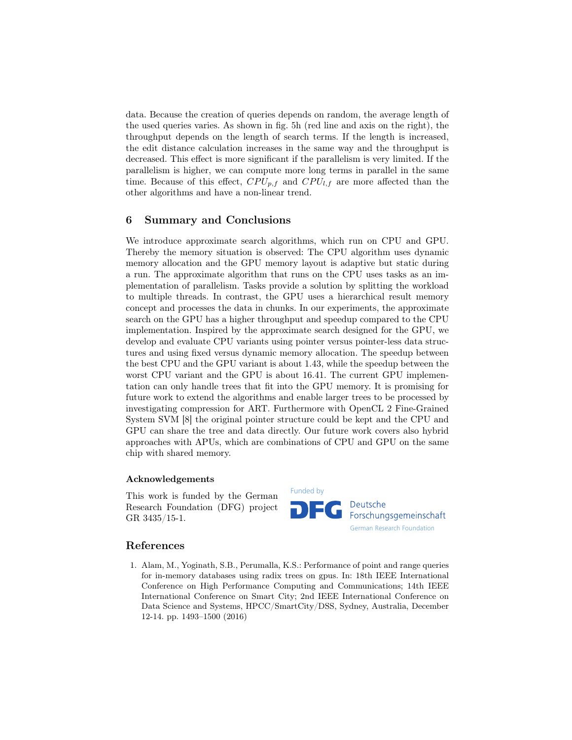data. Because the creation of queries depends on random, the average length of the used queries varies. As shown in fig. 5h (red line and axis on the right), the throughput depends on the length of search terms. If the length is increased, the edit distance calculation increases in the same way and the throughput is decreased. This effect is more significant if the parallelism is very limited. If the parallelism is higher, we can compute more long terms in parallel in the same time. Because of this effect, $CPU_{p,f}$ and $CPU_{l,f}$ are more affected than the other algorithms and have a non-linear trend.

## 6 Summary and Conclusions

We introduce approximate search algorithms, which run on CPU and GPU. Thereby the memory situation is observed: The CPU algorithm uses dynamic memory allocation and the GPU memory layout is adaptive but static during a run. The approximate algorithm that runs on the CPU uses tasks as an implementation of parallelism. Tasks provide a solution by splitting the workload to multiple threads. In contrast, the GPU uses a hierarchical result memory concept and processes the data in chunks. In our experiments, the approximate search on the GPU has a higher throughput and speedup compared to the CPU implementation. Inspired by the approximate search designed for the GPU, we develop and evaluate CPU variants using pointer versus pointer-less data structures and using fixed versus dynamic memory allocation. The speedup between the best CPU and the GPU variant is about 1.43, while the speedup between the worst CPU variant and the GPU is about 16.41. The current GPU implementation can only handle trees that fit into the GPU memory. It is promising for future work to extend the algorithms and enable larger trees to be processed by investigating compression for ART. Furthermore with OpenCL 2 Fine-Grained System SVM [8] the original pointer structure could be kept and the CPU and GPU can share the tree and data directly. Our future work covers also hybrid approaches with APUs, which are combinations of CPU and GPU on the same chip with shared memory.

### Acknowledgements

This work is funded by the German Research Foundation (DFG) project GR 3435/15-1.

Funded by DFG Deutsche Forschungsgemeinschaft German Research Foundation

## References

1. Alam, M., Yoginath, S.B., Perumalla, K.S.: Performance of point and range queries for in-memory databases using radix trees on gpus. In: 18th IEEE International Conference on High Performance Computing and Communications; 14th IEEE International Conference on Smart City; 2nd IEEE International Conference on Data Science and Systems, HPCC/SmartCity/DSS, Sydney, Australia, December 12-14. pp. 1493–1500 (2016)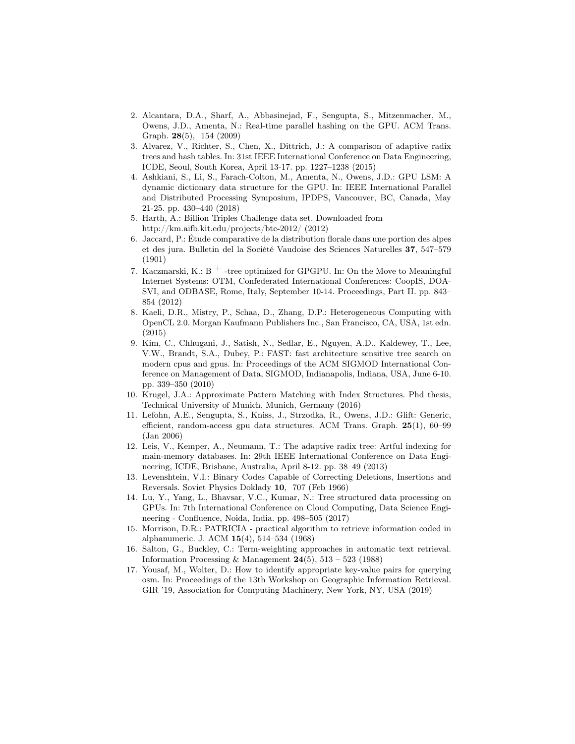2. Alcantara, D.A., Sharf, A., Abbasinejad, F., Sengupta, S., Mitzenmacher, M., Owens, J.D., Amenta, N.: Real-time parallel hashing on the GPU. ACM Trans. Graph. **28**(5), 154 (2009)
3. Alvarez, V., Richter, S., Chen, X., Dittrich, J.: A comparison of adaptive radix trees and hash tables. In: 31st IEEE International Conference on Data Engineering, ICDE, Seoul, South Korea, April 13-17. pp. 1227–1238 (2015)
4. Ashkiani, S., Li, S., Farach-Colton, M., Amenta, N., Owens, J.D.: GPU LSM: A dynamic dictionary data structure for the GPU. In: IEEE International Parallel and Distributed Processing Symposium, IPDPS, Vancouver, BC, Canada, May 21-25. pp. 430–440 (2018)
5. Harth, A.: Billion Triples Challenge data set. Downloaded from http://km.aifb.kit.edu/projects/btc-2012/ (2012)
6. Jaccard, P.: Étude comparative de la distribution florale dans une portion des alpes et des jura. Bulletin del la Société Vaudoise des Sciences Naturelles **37**, 547–579 (1901)
7. Kaczmarski, K.: B $^{+}$ -tree optimized for GPGPU. In: On the Move to Meaningful Internet Systems: OTM, Confederated International Conferences: CoopIS, DOA-SVI, and ODBASE, Rome, Italy, September 10-14. Proceedings, Part II. pp. 843–854 (2012)
8. Kaeli, D.R., Mistry, P., Schaa, D., Zhang, D.P.: Heterogeneous Computing with OpenCL 2.0. Morgan Kaufmann Publishers Inc., San Francisco, CA, USA, 1st edn. (2015)
9. Kim, C., Chhugani, J., Satish, N., Sedlar, E., Nguyen, A.D., Kaldewey, T., Lee, V.W., Brandt, S.A., Dubey, P.: FAST: fast architecture sensitive tree search on modern cpus and gpus. In: Proceedings of the ACM SIGMOD International Conference on Management of Data, SIGMOD, Indianapolis, Indiana, USA, June 6-10. pp. 339–350 (2010)
10. Krugel, J.A.: Approximate Pattern Matching with Index Structures. Phd thesis, Technical University of Munich, Munich, Germany (2016)
11. Lefohn, A.E., Sengupta, S., Kniss, J., Strzodka, R., Owens, J.D.: Glift: Generic, efficient, random-access gpu data structures. ACM Trans. Graph. **25**(1), 60–99 (Jan 2006)
12. Leis, V., Kemper, A., Neumann, T.: The adaptive radix tree: Artful indexing for main-memory databases. In: 29th IEEE International Conference on Data Engineering, ICDE, Brisbane, Australia, April 8-12. pp. 38–49 (2013)
13. Levenshtein, V.I.: Binary Codes Capable of Correcting Deletions, Insertions and Reversals. Soviet Physics Doklady **10**, 707 (Feb 1966)
14. Lu, Y., Yang, L., Bhavsar, V.C., Kumar, N.: Tree structured data processing on GPUs. In: 7th International Conference on Cloud Computing, Data Science Engineering - Confluence, Noida, India. pp. 498–505 (2017)
15. Morrison, D.R.: PATRICIA - practical algorithm to retrieve information coded in alphanumeric. J. ACM **15**(4), 514–534 (1968)
16. Salton, G., Buckley, C.: Term-weighting approaches in automatic text retrieval. Information Processing & Management **24**(5), 513 – 523 (1988)
17. Yousaf, M., Wolter, D.: How to identify appropriate key-value pairs for querying osm. In: Proceedings of the 13th Workshop on Geographic Information Retrieval. GIR '19, Association for Computing Machinery, New York, NY, USA (2019)